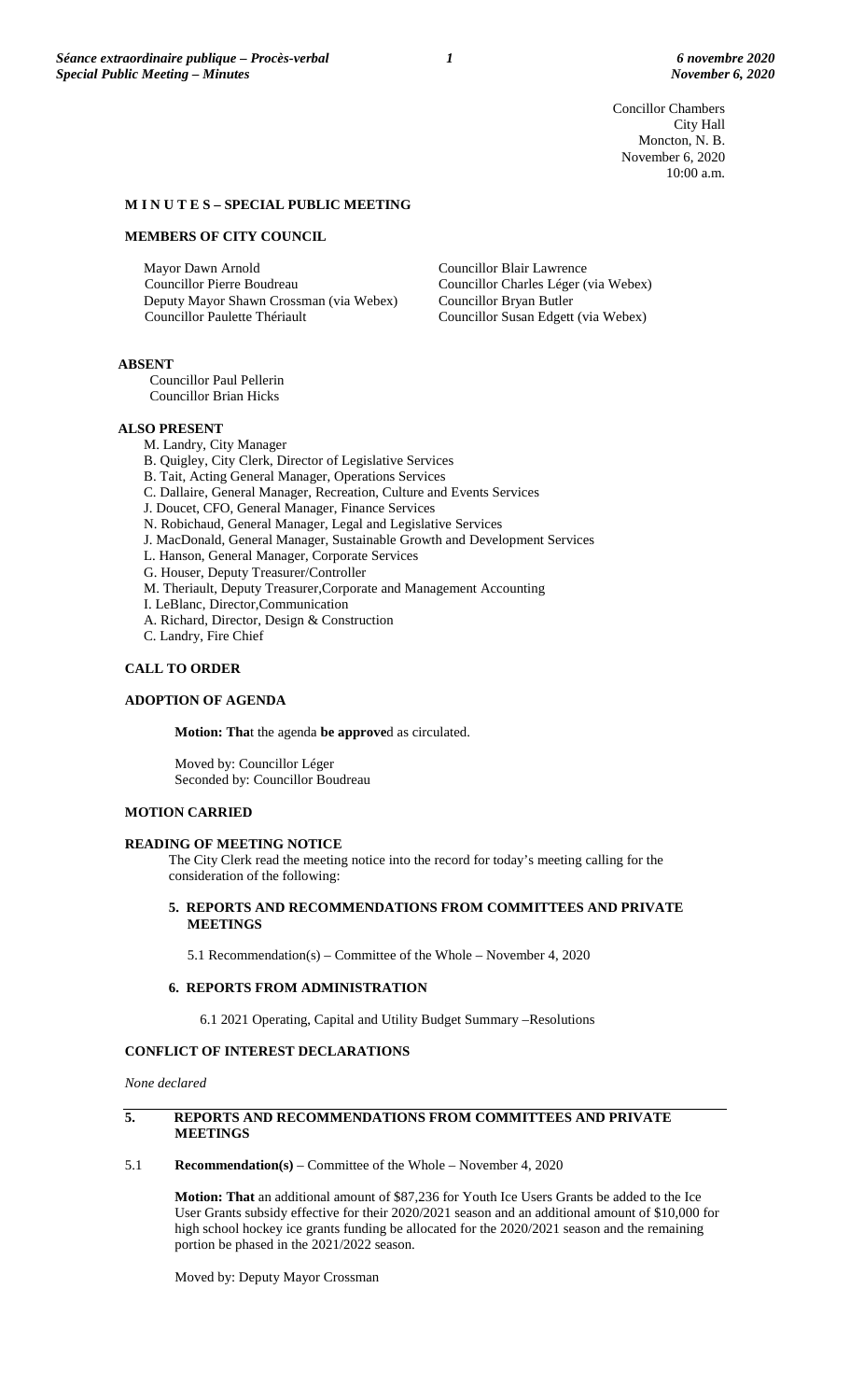Concillor Chambers
City Hall
Moncton, N. B.
November 6, 2020
10:00 a.m.

**M I N U T E S – SPECIAL PUBLIC MEETING**

**MEMBERS OF CITY COUNCIL**

Mayor Dawn Arnold
Councillor Pierre Boudreau
Deputy Mayor Shawn Crossman (via Webex)
Councillor Paulette Thériault
Councillor Blair Lawrence
Councillor Charles Léger (via Webex)
Councillor Bryan Butler
Councillor Susan Edgett (via Webex)

**ABSENT**

Councillor Paul Pellerin
Councillor Brian Hicks

**ALSO PRESENT**

M. Landry, City Manager
B. Quigley, City Clerk, Director of Legislative Services
B. Tait, Acting General Manager, Operations Services
C. Dallaire, General Manager, Recreation, Culture and Events Services
J. Doucet, CFO, General Manager, Finance Services
N. Robichaud, General Manager, Legal and Legislative Services
J. MacDonald, General Manager, Sustainable Growth and Development Services
L. Hanson, General Manager, Corporate Services
G. Houser, Deputy Treasurer/Controller
M. Theriault, Deputy Treasurer,Corporate and Management Accounting
I. LeBlanc, Director,Communication
A. Richard, Director, Design & Construction
C. Landry, Fire Chief

**CALL TO ORDER**

**ADOPTION OF AGENDA**

**Motion: Tha**t the agenda **be approve**d as circulated.

Moved by: Councillor Léger
Seconded by: Councillor Boudreau

**MOTION CARRIED**

**READING OF MEETING NOTICE**

The City Clerk read the meeting notice into the record for today's meeting calling for the consideration of the following:

**5. REPORTS AND RECOMMENDATIONS FROM COMMITTEES AND PRIVATE MEETINGS**

5.1 Recommendation(s) – Committee of the Whole – November 4, 2020

**6. REPORTS FROM ADMINISTRATION**

6.1 2021 Operating, Capital and Utility Budget Summary –Resolutions

**CONFLICT OF INTEREST DECLARATIONS**

*None declared*

## 5. REPORTS AND RECOMMENDATIONS FROM COMMITTEES AND PRIVATE MEETINGS

5.1 **Recommendation(s)** – Committee of the Whole – November 4, 2020

**Motion: That** an additional amount of $87,236 for Youth Ice Users Grants be added to the Ice User Grants subsidy effective for their 2020/2021 season and an additional amount of $10,000 for high school hockey ice grants funding be allocated for the 2020/2021 season and the remaining portion be phased in the 2021/2022 season.

Moved by: Deputy Mayor Crossman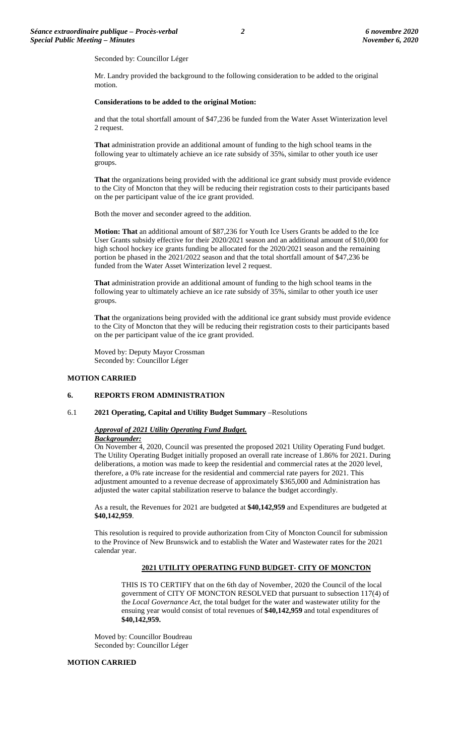Seconded by: Councillor Léger

Mr. Landry provided the background to the following consideration to be added to the original motion.

**Considerations to be added to the original Motion:**

and that the total shortfall amount of $47,236 be funded from the Water Asset Winterization level 2 request.

**That** administration provide an additional amount of funding to the high school teams in the following year to ultimately achieve an ice rate subsidy of 35%, similar to other youth ice user groups.

**That** the organizations being provided with the additional ice grant subsidy must provide evidence to the City of Moncton that they will be reducing their registration costs to their participants based on the per participant value of the ice grant provided.

Both the mover and seconder agreed to the addition.

**Motion: That** an additional amount of $87,236 for Youth Ice Users Grants be added to the Ice User Grants subsidy effective for their 2020/2021 season and an additional amount of $10,000 for high school hockey ice grants funding be allocated for the 2020/2021 season and the remaining portion be phased in the 2021/2022 season and that the total shortfall amount of $47,236 be funded from the Water Asset Winterization level 2 request.

**That** administration provide an additional amount of funding to the high school teams in the following year to ultimately achieve an ice rate subsidy of 35%, similar to other youth ice user groups.

**That** the organizations being provided with the additional ice grant subsidy must provide evidence to the City of Moncton that they will be reducing their registration costs to their participants based on the per participant value of the ice grant provided.

Moved by: Deputy Mayor Crossman
Seconded by: Councillor Léger

**MOTION CARRIED**

## 6. REPORTS FROM ADMINISTRATION

### 6.1 2021 Operating, Capital and Utility Budget Summary –Resolutions

***Approval of 2021 Utility Operating Fund Budget.***

***Backgrounder:***

On November 4, 2020, Council was presented the proposed 2021 Utility Operating Fund budget. The Utility Operating Budget initially proposed an overall rate increase of 1.86% for 2021. During deliberations, a motion was made to keep the residential and commercial rates at the 2020 level, therefore, a 0% rate increase for the residential and commercial rate payers for 2021. This adjustment amounted to a revenue decrease of approximately $365,000 and Administration has adjusted the water capital stabilization reserve to balance the budget accordingly.

As a result, the Revenues for 2021 are budgeted at **$40,142,959** and Expenditures are budgeted at **$40,142,959**.

This resolution is required to provide authorization from City of Moncton Council for submission to the Province of New Brunswick and to establish the Water and Wastewater rates for the 2021 calendar year.

**2021 UTILITY OPERATING FUND BUDGET- CITY OF MONCTON**

THIS IS TO CERTIFY that on the 6th day of November, 2020 the Council of the local government of CITY OF MONCTON RESOLVED that pursuant to subsection 117(4) of the *Local Governance Act*, the total budget for the water and wastewater utility for the ensuing year would consist of total revenues of **$40,142,959** and total expenditures of **$40,142,959.**

Moved by: Councillor Boudreau
Seconded by: Councillor Léger

**MOTION CARRIED**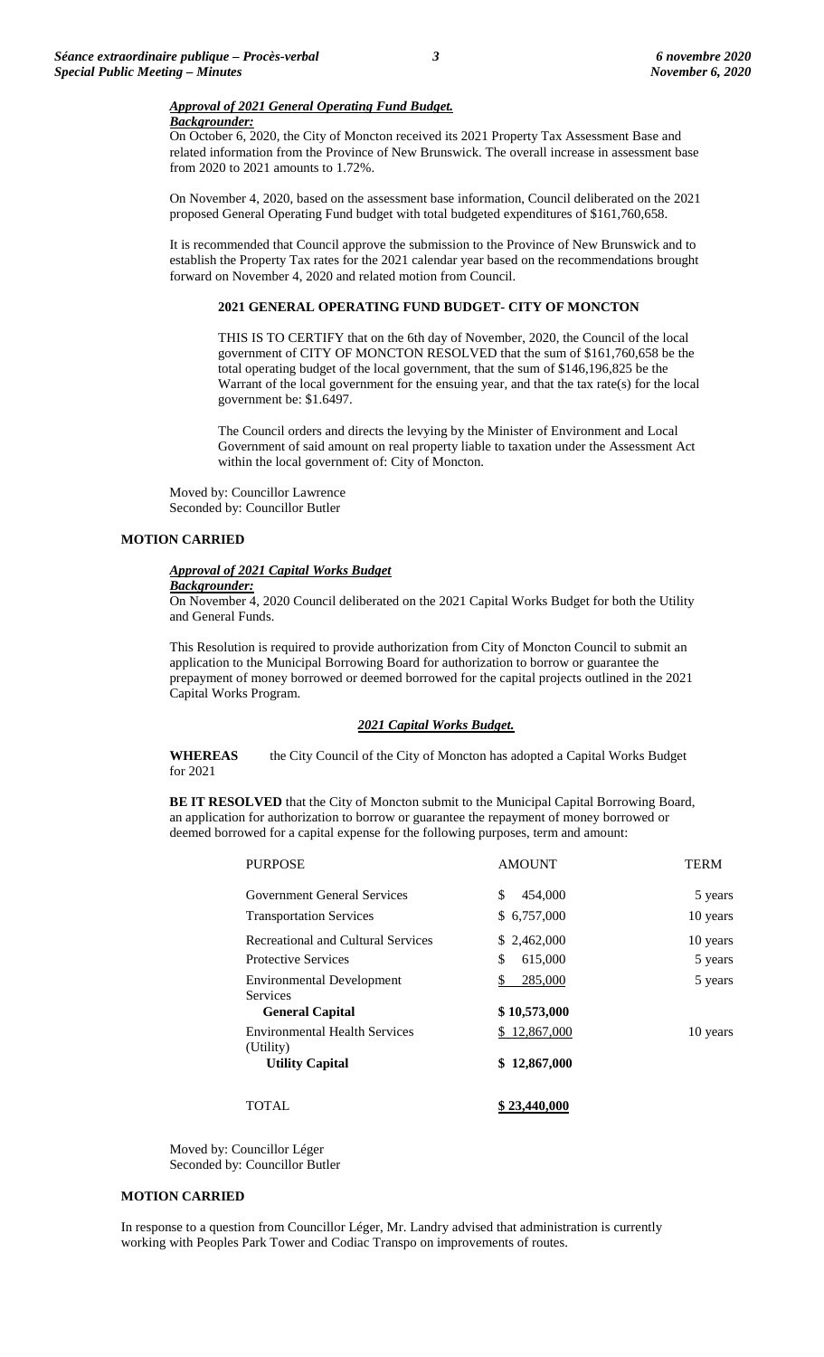***Approval of 2021 General Operating Fund Budget.***

***Backgrounder:***

On October 6, 2020, the City of Moncton received its 2021 Property Tax Assessment Base and related information from the Province of New Brunswick. The overall increase in assessment base from 2020 to 2021 amounts to 1.72%.

On November 4, 2020, based on the assessment base information, Council deliberated on the 2021 proposed General Operating Fund budget with total budgeted expenditures of $161,760,658.

It is recommended that Council approve the submission to the Province of New Brunswick and to establish the Property Tax rates for the 2021 calendar year based on the recommendations brought forward on November 4, 2020 and related motion from Council.

**2021 GENERAL OPERATING FUND BUDGET- CITY OF MONCTON**

THIS IS TO CERTIFY that on the 6th day of November, 2020, the Council of the local government of CITY OF MONCTON RESOLVED that the sum of $161,760,658 be the total operating budget of the local government, that the sum of $146,196,825 be the Warrant of the local government for the ensuing year, and that the tax rate(s) for the local government be: $1.6497.

The Council orders and directs the levying by the Minister of Environment and Local Government of said amount on real property liable to taxation under the Assessment Act within the local government of: City of Moncton.

Moved by: Councillor Lawrence
Seconded by: Councillor Butler

**MOTION CARRIED**

***Approval of 2021 Capital Works Budget***

***Backgrounder:***

On November 4, 2020 Council deliberated on the 2021 Capital Works Budget for both the Utility and General Funds.

This Resolution is required to provide authorization from City of Moncton Council to submit an application to the Municipal Borrowing Board for authorization to borrow or guarantee the prepayment of money borrowed or deemed borrowed for the capital projects outlined in the 2021 Capital Works Program.

***2021 Capital Works Budget.***

**WHEREAS** the City Council of the City of Moncton has adopted a Capital Works Budget for 2021

**BE IT RESOLVED** that the City of Moncton submit to the Municipal Capital Borrowing Board, an application for authorization to borrow or guarantee the repayment of money borrowed or deemed borrowed for a capital expense for the following purposes, term and amount:

| PURPOSE | AMOUNT | TERM |
|---|---|---|
| Government General Services | $ 454,000 | 5 years |
| Transportation Services | $ 6,757,000 | 10 years |
| Recreational and Cultural Services | $ 2,462,000 | 10 years |
| Protective Services | $ 615,000 | 5 years |
| Environmental Development Services | $ 285,000 | 5 years |
| **General Capital** | **$ 10,573,000** | |
| Environmental Health Services (Utility) | $ 12,867,000 | 10 years |
| **Utility Capital** | **$ 12,867,000** | |
| TOTAL | **$ 23,440,000** | |

Moved by: Councillor Léger
Seconded by: Councillor Butler

**MOTION CARRIED**

In response to a question from Councillor Léger, Mr. Landry advised that administration is currently working with Peoples Park Tower and Codiac Transpo on improvements of routes.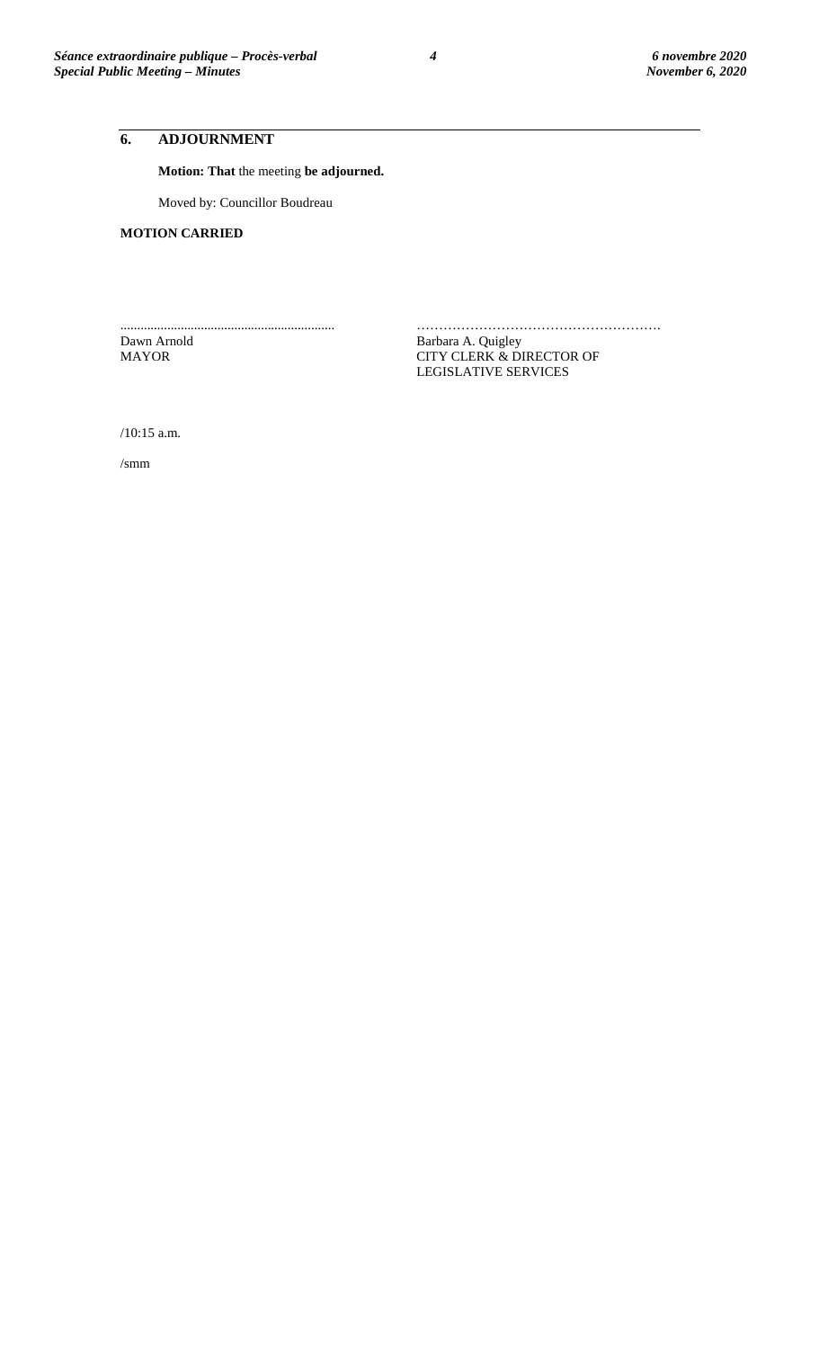## 6. ADJOURNMENT

**Motion: That** the meeting **be adjourned.**

Moved by: Councillor Boudreau

**MOTION CARRIED**

| | |
|---|---|
| ............................................................... | ………………………………………………. |
| Dawn Arnold | Barbara A. Quigley |
| MAYOR | CITY CLERK & DIRECTOR OF LEGISLATIVE SERVICES |

/10:15 a.m.

/smm